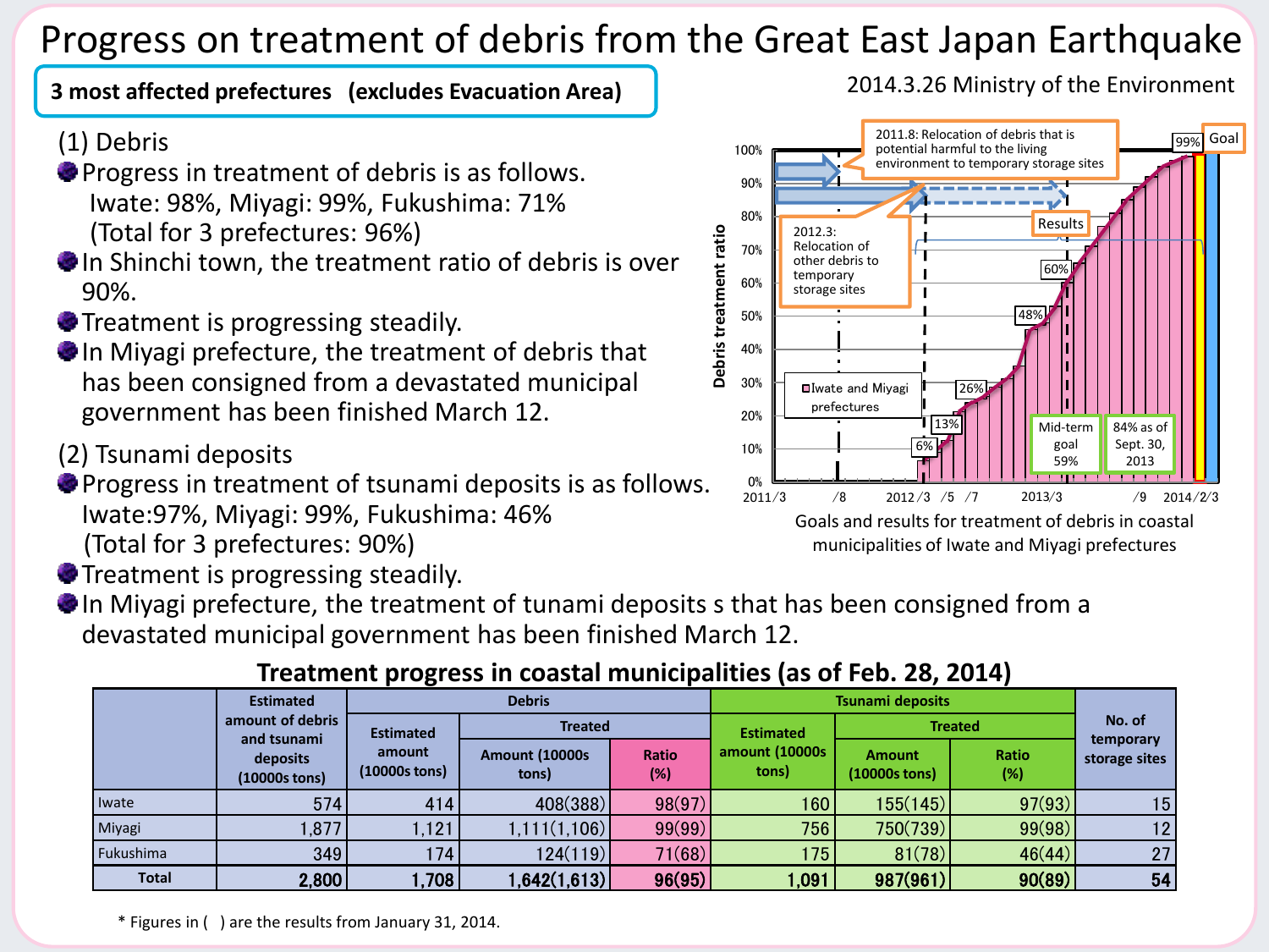# Progress on treatment of debris from the Great East Japan Earthquake

**3 most affected prefectures (excludes Evacuation Area)**

2014.3.26 Ministry of the Environment

(1) Debris

- Progress in treatment of debris is as follows.
  Iwate: 98%, Miyagi: 99%, Fukushima: 71%
  (Total for 3 prefectures: 96%)
- In Shinchi town, the treatment ratio of debris is over 90%.
- Treatment is progressing steadily.
- In Miyagi prefecture, the treatment of debris that has been consigned from a devastated municipal government has been finished March 12.

(2) Tsunami deposits

- Progress in treatment of tsunami deposits is as follows.
  Iwate:97%, Miyagi: 99%, Fukushima: 46%
  (Total for 3 prefectures: 90%)
- Treatment is progressing steadily.
- In Miyagi prefecture, the treatment of tunami deposits s that has been consigned from a devastated municipal government has been finished March 12.

Goals and results for treatment of debris in coastal municipalities of Iwate and Miyagi prefectures

## Treatment progress in coastal municipalities (as of Feb. 28, 2014)

| | Estimated amount of debris and tsunami deposits (10000s tons) | Debris | | | Tsunami deposits | | | No. of temporary storage sites |
|---|---|---|---|---|---|---|---|---|
| | | Estimated amount (10000s tons) | Treated | | Estimated amount (10000s tons) | Treated | | |
| | | | Amount (10000s tons) | Ratio (%) | | Amount (10000s tons) | Ratio (%) | |
| Iwate | 574 | 414 | 408(388) | 98(97) | 160 | 155(145) | 97(93) | 15 |
| Miyagi | 1,877 | 1,121 | 1,111(1,106) | 99(99) | 756 | 750(739) | 99(98) | 12 |
| Fukushima | 349 | 174 | 124(119) | 71(68) | 175 | 81(78) | 46(44) | 27 |
| **Total** | **2,800** | **1,708** | **1,642(1,613)** | **96(95)** | **1,091** | **987(961)** | **90(89)** | **54** |

\* Figures in ( ) are the results from January 31, 2014.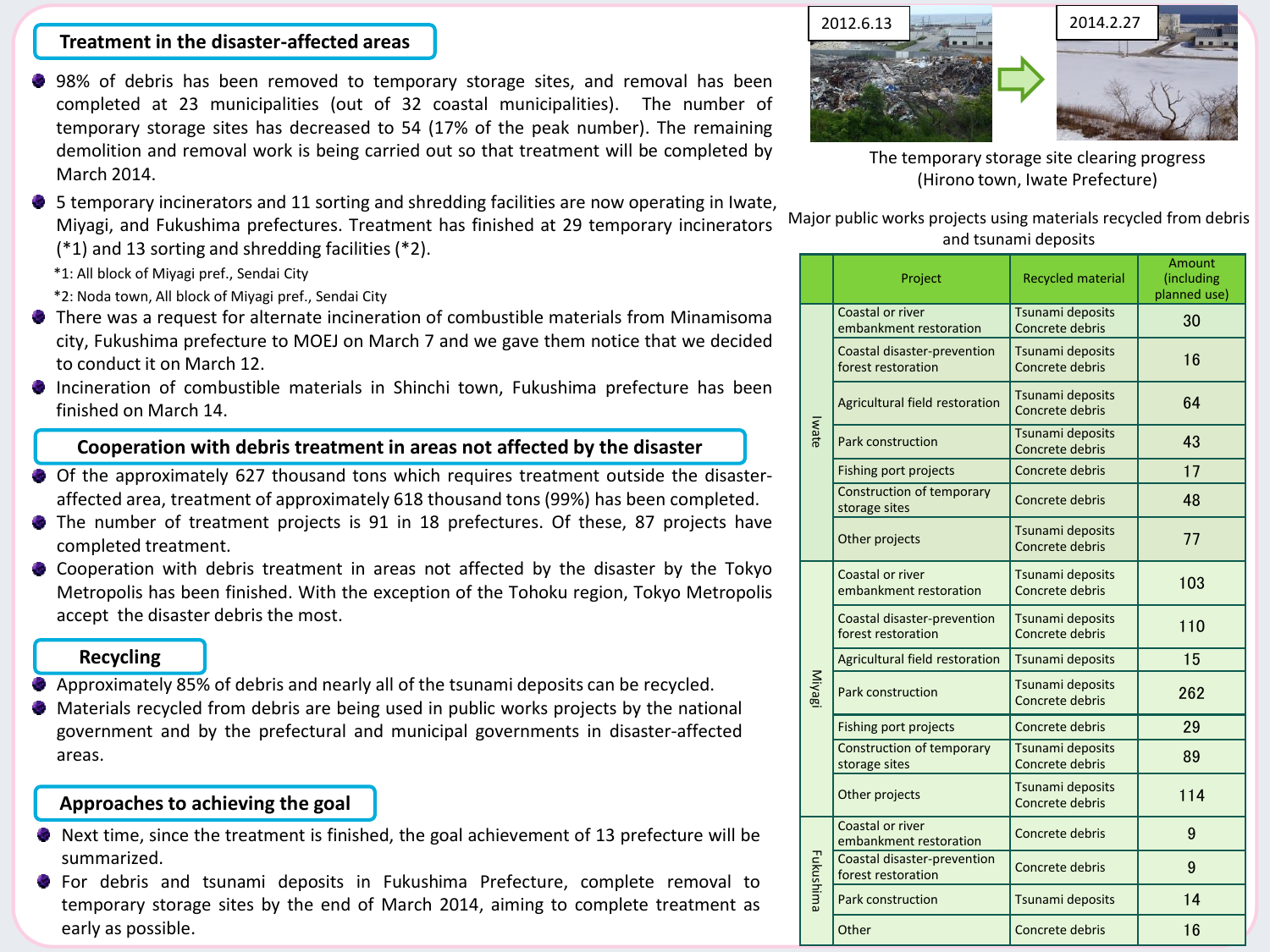## Treatment in the disaster-affected areas

- 98% of debris has been removed to temporary storage sites, and removal has been completed at 23 municipalities (out of 32 coastal municipalities). The number of temporary storage sites has decreased to 54 (17% of the peak number). The remaining demolition and removal work is being carried out so that treatment will be completed by March 2014.
- 5 temporary incinerators and 11 sorting and shredding facilities are now operating in Iwate, Miyagi, and Fukushima prefectures. Treatment has finished at 29 temporary incinerators (*1) and 13 sorting and shredding facilities (*2).

  *1: All block of Miyagi pref., Sendai City

  *2: Noda town, All block of Miyagi pref., Sendai City
- There was a request for alternate incineration of combustible materials from Minamisoma city, Fukushima prefecture to MOEJ on March 7 and we gave them notice that we decided to conduct it on March 12.
- Incineration of combustible materials in Shinchi town, Fukushima prefecture has been finished on March 14.

## Cooperation with debris treatment in areas not affected by the disaster

- Of the approximately 627 thousand tons which requires treatment outside the disaster-affected area, treatment of approximately 618 thousand tons (99%) has been completed.
- The number of treatment projects is 91 in 18 prefectures. Of these, 87 projects have completed treatment.
- Cooperation with debris treatment in areas not affected by the disaster by the Tokyo Metropolis has been finished. With the exception of the Tohoku region, Tokyo Metropolis accept the disaster debris the most.

## Recycling

- Approximately 85% of debris and nearly all of the tsunami deposits can be recycled.
- Materials recycled from debris are being used in public works projects by the national government and by the prefectural and municipal governments in disaster-affected areas.

## Approaches to achieving the goal

- Next time, since the treatment is finished, the goal achievement of 13 prefecture will be summarized.
- For debris and tsunami deposits in Fukushima Prefecture, complete removal to temporary storage sites by the end of March 2014, aiming to complete treatment as early as possible.

2012.6.13 → 2014.2.27

The temporary storage site clearing progress (Hirono town, Iwate Prefecture)

Major public works projects using materials recycled from debris and tsunami deposits

| | Project | Recycled material | Amount (including planned use) |
|---|---|---|---|
| Iwate | Coastal or river embankment restoration | Tsunami deposits Concrete debris | 30 |
| | Coastal disaster-prevention forest restoration | Tsunami deposits Concrete debris | 16 |
| | Agricultural field restoration | Tsunami deposits Concrete debris | 64 |
| | Park construction | Tsunami deposits Concrete debris | 43 |
| | Fishing port projects | Concrete debris | 17 |
| | Construction of temporary storage sites | Concrete debris | 48 |
| | Other projects | Tsunami deposits Concrete debris | 77 |
| Miyagi | Coastal or river embankment restoration | Tsunami deposits Concrete debris | 103 |
| | Coastal disaster-prevention forest restoration | Tsunami deposits Concrete debris | 110 |
| | Agricultural field restoration | Tsunami deposits | 15 |
| | Park construction | Tsunami deposits Concrete debris | 262 |
| | Fishing port projects | Concrete debris | 29 |
| | Construction of temporary storage sites | Tsunami deposits Concrete debris | 89 |
| | Other projects | Tsunami deposits Concrete debris | 114 |
| Fukushima | Coastal or river embankment restoration | Concrete debris | 9 |
| | Coastal disaster-prevention forest restoration | Concrete debris | 9 |
| | Park construction | Tsunami deposits | 14 |
| | Other | Concrete debris | 16 |